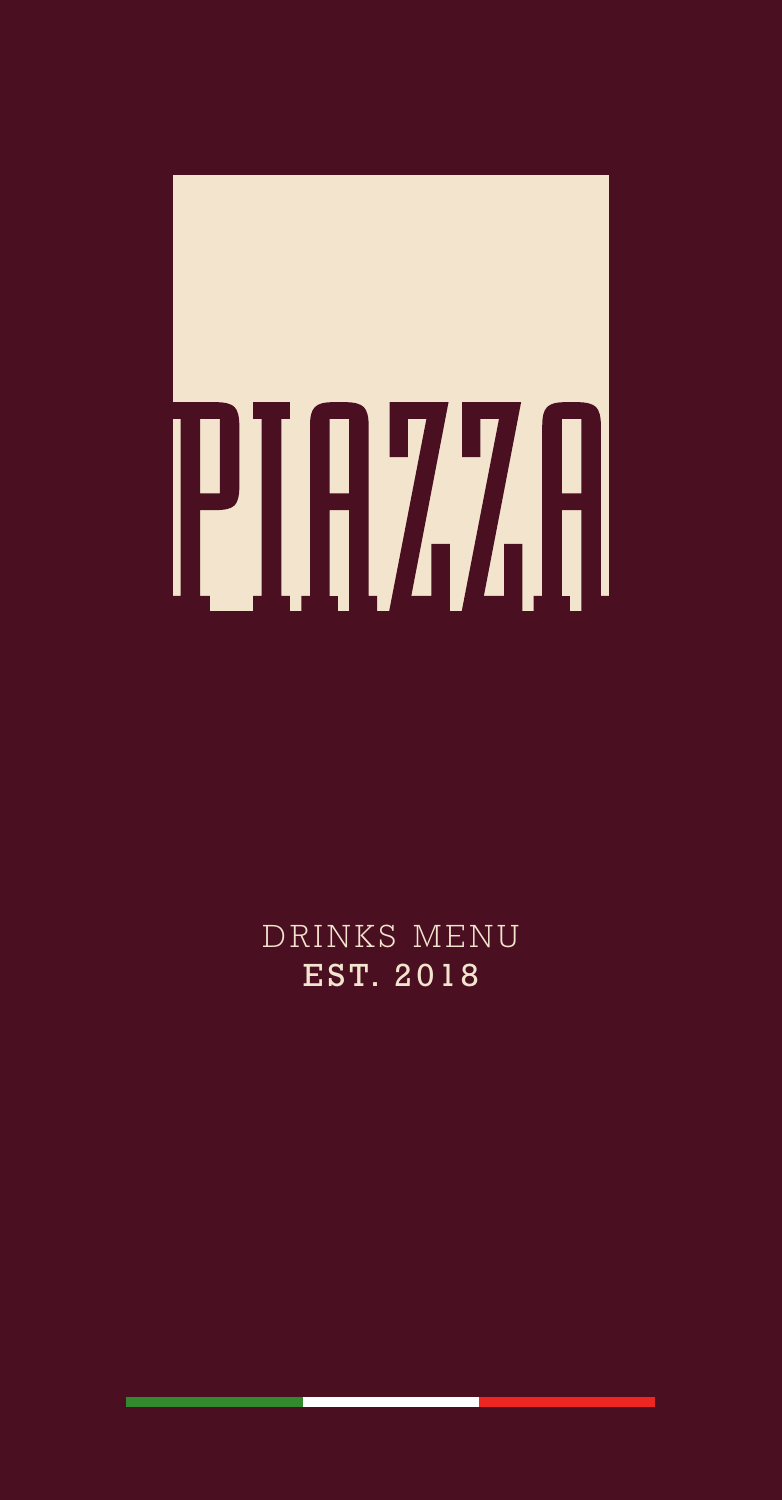# PIAZZA

DRINKS MENU
**EST. 2018**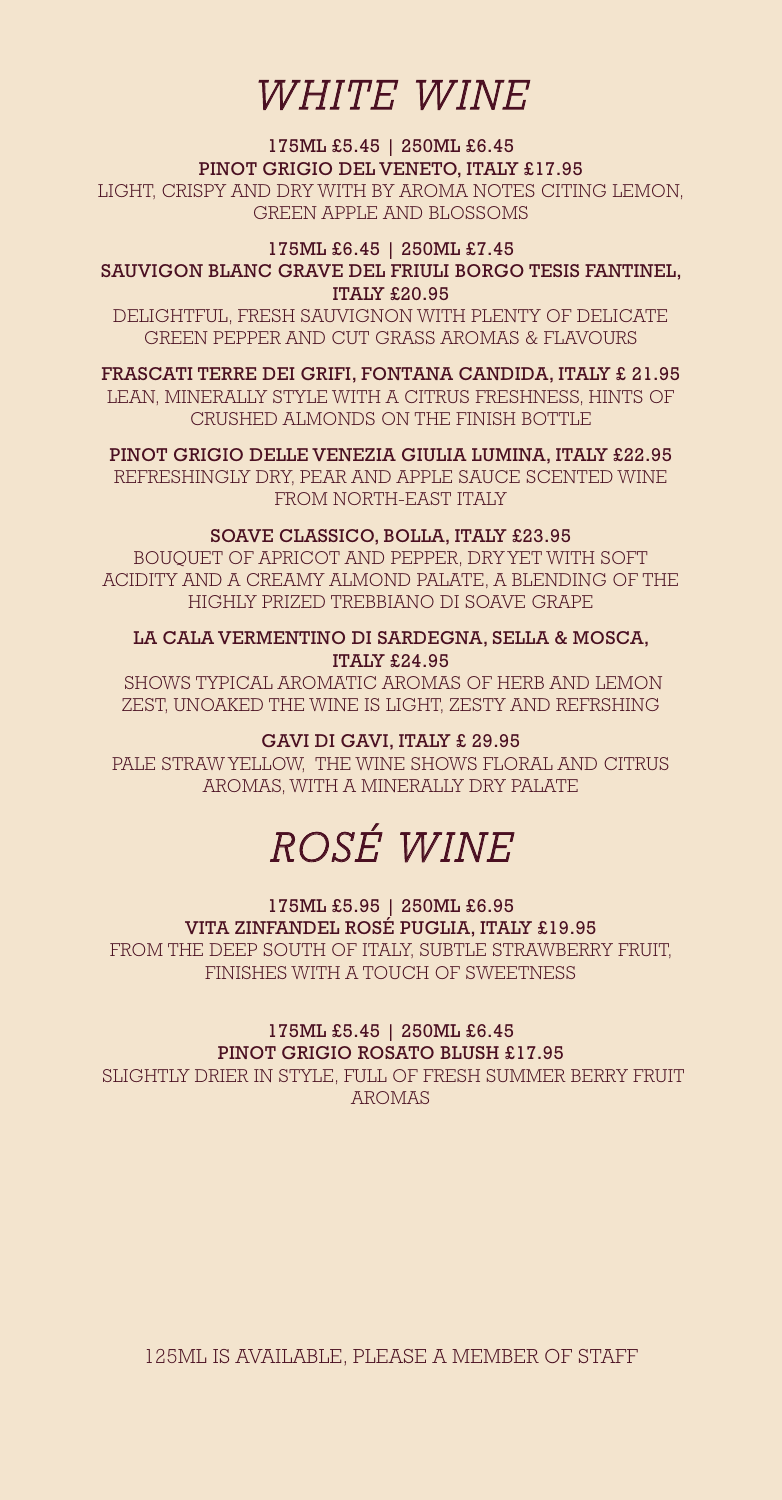# *WHITE WINE*

**175ML £5.45 | 250ML £6.45**
**PINOT GRIGIO DEL VENETO, ITALY £17.95**
LIGHT, CRISPY AND DRY WITH BY AROMA NOTES CITING LEMON, GREEN APPLE AND BLOSSOMS

**175ML £6.45 | 250ML £7.45**
**SAUVIGON BLANC GRAVE DEL FRIULI BORGO TESIS FANTINEL, ITALY £20.95**
DELIGHTFUL, FRESH SAUVIGNON WITH PLENTY OF DELICATE GREEN PEPPER AND CUT GRASS AROMAS & FLAVOURS

**FRASCATI TERRE DEI GRIFI, FONTANA CANDIDA, ITALY £ 21.95**
LEAN, MINERALLY STYLE WITH A CITRUS FRESHNESS, HINTS OF CRUSHED ALMONDS ON THE FINISH BOTTLE

**PINOT GRIGIO DELLE VENEZIA GIULIA LUMINA, ITALY £22.95**
REFRESHINGLY DRY, PEAR AND APPLE SAUCE SCENTED WINE FROM NORTH-EAST ITALY

**SOAVE CLASSICO, BOLLA, ITALY £23.95**
BOUQUET OF APRICOT AND PEPPER, DRY YET WITH SOFT ACIDITY AND A CREAMY ALMOND PALATE, A BLENDING OF THE HIGHLY PRIZED TREBBIANO DI SOAVE GRAPE

**LA CALA VERMENTINO DI SARDEGNA, SELLA & MOSCA, ITALY £24.95**
SHOWS TYPICAL AROMATIC AROMAS OF HERB AND LEMON ZEST, UNOAKED THE WINE IS LIGHT, ZESTY AND REFRSHING

**GAVI DI GAVI, ITALY £ 29.95**
PALE STRAW YELLOW, THE WINE SHOWS FLORAL AND CITRUS AROMAS, WITH A MINERALLY DRY PALATE

# *ROSÉ WINE*

**175ML £5.95 | 250ML £6.95**
**VITA ZINFANDEL ROSÉ PUGLIA, ITALY £19.95**
FROM THE DEEP SOUTH OF ITALY, SUBTLE STRAWBERRY FRUIT, FINISHES WITH A TOUCH OF SWEETNESS

**175ML £5.45 | 250ML £6.45**
**PINOT GRIGIO ROSATO BLUSH £17.95**
SLIGHTLY DRIER IN STYLE, FULL OF FRESH SUMMER BERRY FRUIT AROMAS

125ML IS AVAILABLE, PLEASE A MEMBER OF STAFF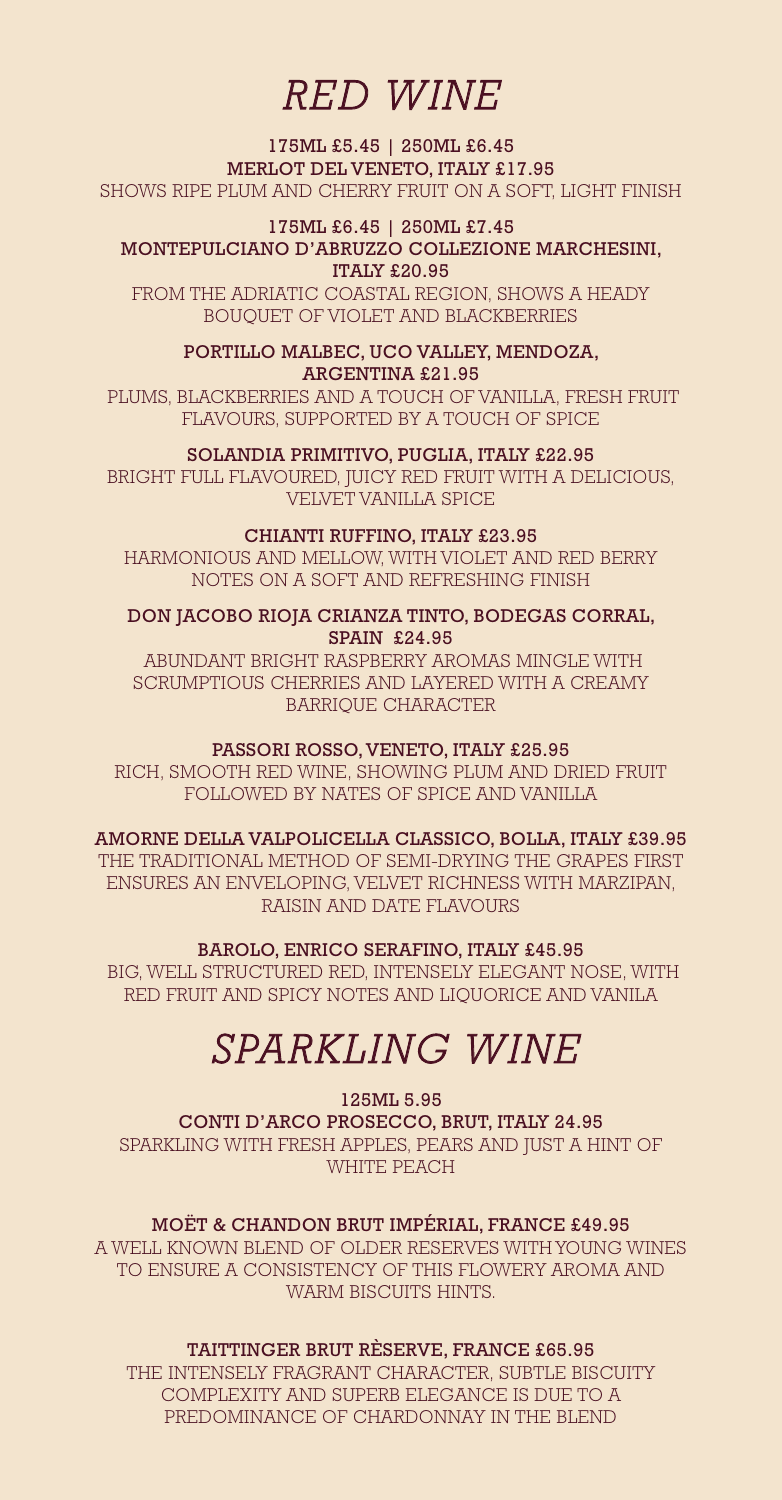# *RED WINE*

**175ML £5.45 | 250ML £6.45**
**MERLOT DEL VENETO, ITALY £17.95**
SHOWS RIPE PLUM AND CHERRY FRUIT ON A SOFT, LIGHT FINISH

**175ML £6.45 | 250ML £7.45**
**MONTEPULCIANO D'ABRUZZO COLLEZIONE MARCHESINI, ITALY £20.95**
FROM THE ADRIATIC COASTAL REGION, SHOWS A HEADY BOUQUET OF VIOLET AND BLACKBERRIES

**PORTILLO MALBEC, UCO VALLEY, MENDOZA, ARGENTINA £21.95**
PLUMS, BLACKBERRIES AND A TOUCH OF VANILLA, FRESH FRUIT FLAVOURS, SUPPORTED BY A TOUCH OF SPICE

**SOLANDIA PRIMITIVO, PUGLIA, ITALY £22.95**
BRIGHT FULL FLAVOURED, JUICY RED FRUIT WITH A DELICIOUS, VELVET VANILLA SPICE

**CHIANTI RUFFINO, ITALY £23.95**
HARMONIOUS AND MELLOW, WITH VIOLET AND RED BERRY NOTES ON A SOFT AND REFRESHING FINISH

**DON JACOBO RIOJA CRIANZA TINTO, BODEGAS CORRAL, SPAIN £24.95**
ABUNDANT BRIGHT RASPBERRY AROMAS MINGLE WITH SCRUMPTIOUS CHERRIES AND LAYERED WITH A CREAMY BARRIQUE CHARACTER

**PASSORI ROSSO, VENETO, ITALY £25.95**
RICH, SMOOTH RED WINE, SHOWING PLUM AND DRIED FRUIT FOLLOWED BY NATES OF SPICE AND VANILLA

**AMORNE DELLA VALPOLICELLA CLASSICO, BOLLA, ITALY £39.95**
THE TRADITIONAL METHOD OF SEMI-DRYING THE GRAPES FIRST ENSURES AN ENVELOPING, VELVET RICHNESS WITH MARZIPAN, RAISIN AND DATE FLAVOURS

**BAROLO, ENRICO SERAFINO, ITALY £45.95**
BIG, WELL STRUCTURED RED, INTENSELY ELEGANT NOSE, WITH RED FRUIT AND SPICY NOTES AND LIQUORICE AND VANILA

# *SPARKLING WINE*

**125ML 5.95**
**CONTI D'ARCO PROSECCO, BRUT, ITALY 24.95**
SPARKLING WITH FRESH APPLES, PEARS AND JUST A HINT OF WHITE PEACH

**MOËT & CHANDON BRUT IMPÉRIAL, FRANCE £49.95**
A WELL KNOWN BLEND OF OLDER RESERVES WITH YOUNG WINES TO ENSURE A CONSISTENCY OF THIS FLOWERY AROMA AND WARM BISCUITS HINTS.

**TAITTINGER BRUT RÈSERVE, FRANCE £65.95**
THE INTENSELY FRAGRANT CHARACTER, SUBTLE BISCUITY COMPLEXITY AND SUPERB ELEGANCE IS DUE TO A PREDOMINANCE OF CHARDONNAY IN THE BLEND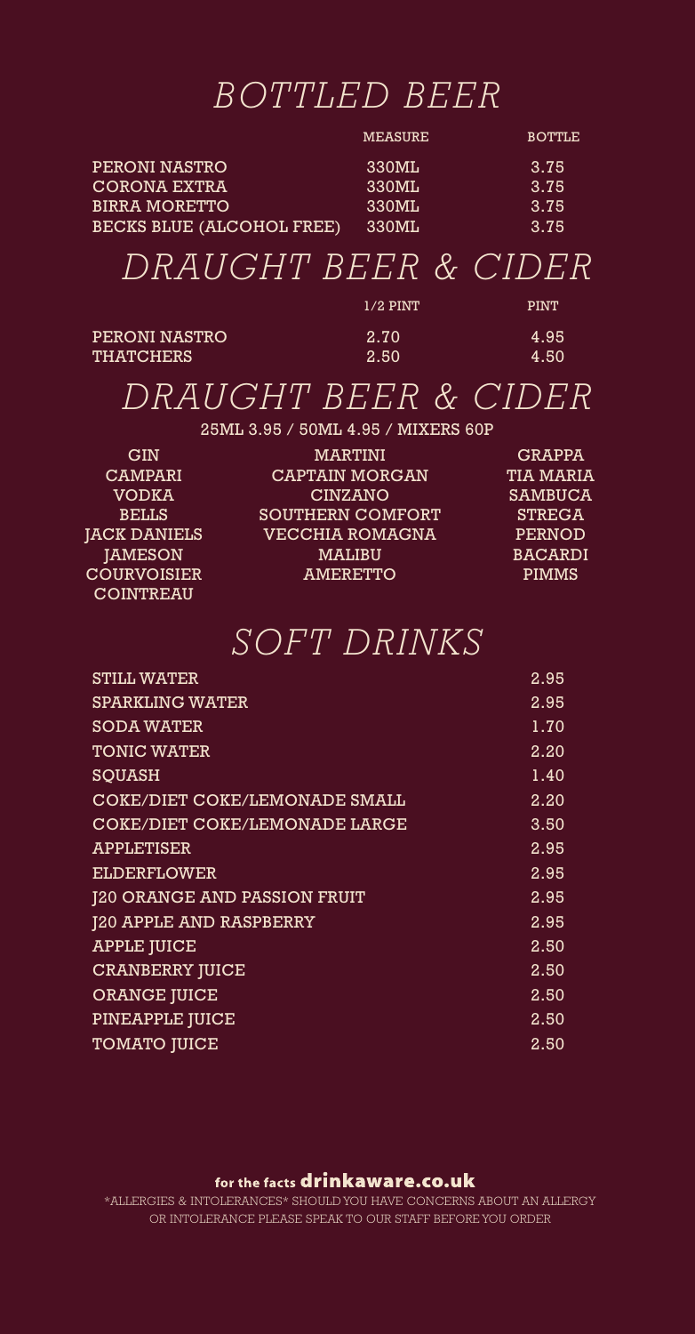# BOTTLED BEER

| | MEASURE | BOTTLE |
|---|---|---|
| PERONI NASTRO | 330ML | 3.75 |
| CORONA EXTRA | 330ML | 3.75 |
| BIRRA MORETTO | 330ML | 3.75 |
| BECKS BLUE (ALCOHOL FREE) | 330ML | 3.75 |

# DRAUGHT BEER & CIDER

| | 1/2 PINT | PINT |
|---|---|---|
| PERONI NASTRO | 2.70 | 4.95 |
| THATCHERS | 2.50 | 4.50 |

# DRAUGHT BEER & CIDER

25ML 3.95 / 50ML 4.95 / MIXERS 60P

| | | |
|---|---|---|
| GIN | MARTINI | GRAPPA |
| CAMPARI | CAPTAIN MORGAN | TIA MARIA |
| VODKA | CINZANO | SAMBUCA |
| BELLS | SOUTHERN COMFORT | STREGA |
| JACK DANIELS | VECCHIA ROMAGNA | PERNOD |
| JAMESON | MALIBU | BACARDI |
| COURVOISIER | AMERETTO | PIMMS |
| COINTREAU | | |

# SOFT DRINKS

| | |
|---|---|
| STILL WATER | 2.95 |
| SPARKLING WATER | 2.95 |
| SODA WATER | 1.70 |
| TONIC WATER | 2.20 |
| SQUASH | 1.40 |
| COKE/DIET COKE/LEMONADE SMALL | 2.20 |
| COKE/DIET COKE/LEMONADE LARGE | 3.50 |
| APPLETISER | 2.95 |
| ELDERFLOWER | 2.95 |
| J20 ORANGE AND PASSION FRUIT | 2.95 |
| J20 APPLE AND RASPBERRY | 2.95 |
| APPLE JUICE | 2.50 |
| CRANBERRY JUICE | 2.50 |
| ORANGE JUICE | 2.50 |
| PINEAPPLE JUICE | 2.50 |
| TOMATO JUICE | 2.50 |

for the facts **drinkaware.co.uk**

*ALLERGIES & INTOLERANCES* SHOULD YOU HAVE CONCERNS ABOUT AN ALLERGY OR INTOLERANCE PLEASE SPEAK TO OUR STAFF BEFORE YOU ORDER